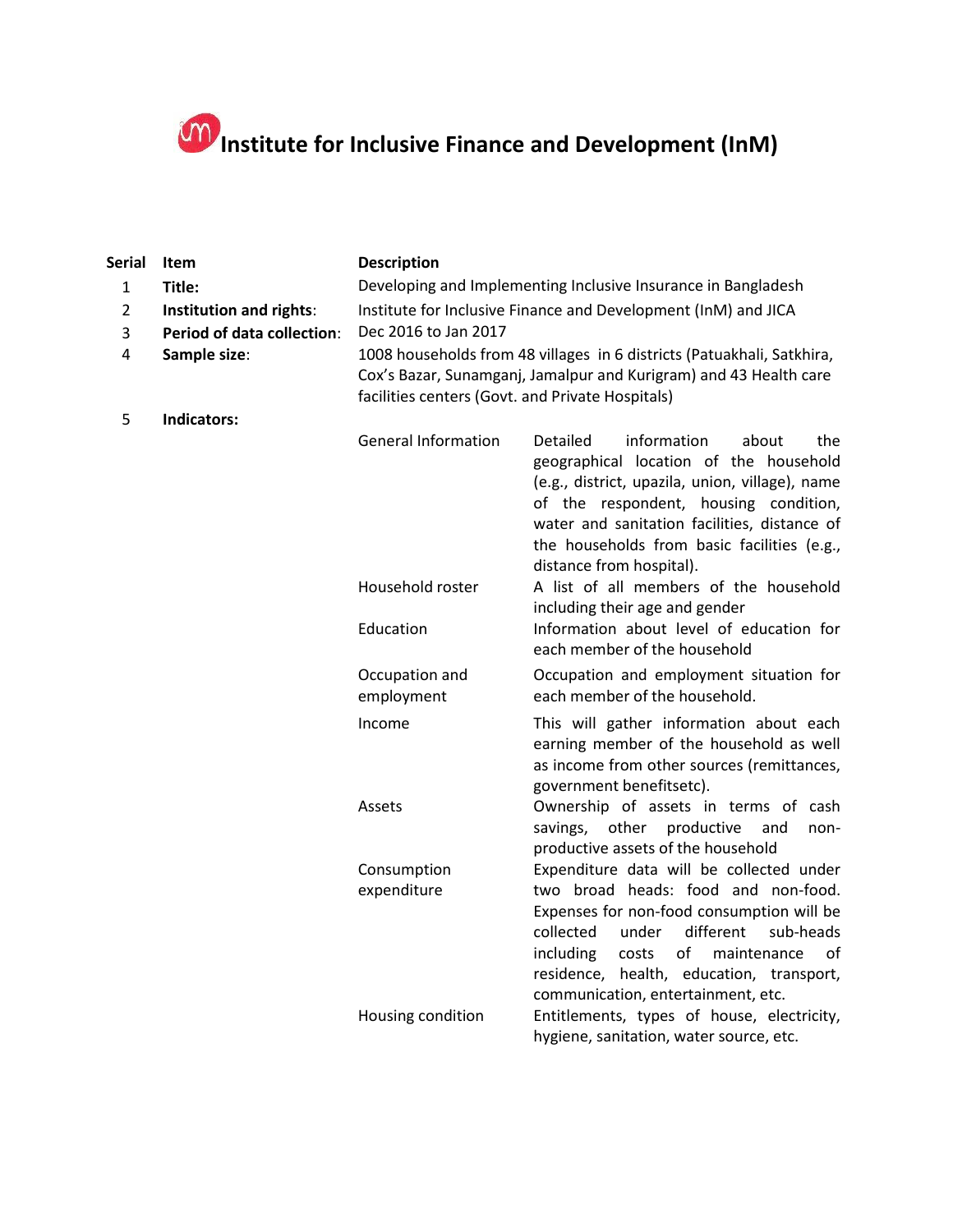# Institute for Inclusive Finance and Development (InM)

| Serial | Item | Description | |
|---|---|---|---|
| 1 | **Title:** | Developing and Implementing Inclusive Insurance in Bangladesh | |
| 2 | **Institution and rights**: | Institute for Inclusive Finance and Development (InM) and JICA | |
| 3 | **Period of data collection**: | Dec 2016 to Jan 2017 | |
| 4 | **Sample size**: | 1008 households from 48 villages in 6 districts (Patuakhali, Satkhira, Cox's Bazar, Sunamganj, Jamalpur and Kurigram) and 43 Health care facilities centers (Govt. and Private Hospitals) | |
| 5 | **Indicators:** | | |
| | | General Information | Detailed information about the geographical location of the household (e.g., district, upazila, union, village), name of the respondent, housing condition, water and sanitation facilities, distance of the households from basic facilities (e.g., distance from hospital). |
| | | Household roster | A list of all members of the household including their age and gender |
| | | Education | Information about level of education for each member of the household |
| | | Occupation and employment | Occupation and employment situation for each member of the household. |
| | | Income | This will gather information about each earning member of the household as well as income from other sources (remittances, government benefitsetc). |
| | | Assets | Ownership of assets in terms of cash savings, other productive and non-productive assets of the household |
| | | Consumption expenditure | Expenditure data will be collected under two broad heads: food and non-food. Expenses for non-food consumption will be collected under different sub-heads including costs of maintenance of residence, health, education, transport, communication, entertainment, etc. |
| | | Housing condition | Entitlements, types of house, electricity, hygiene, sanitation, water source, etc. |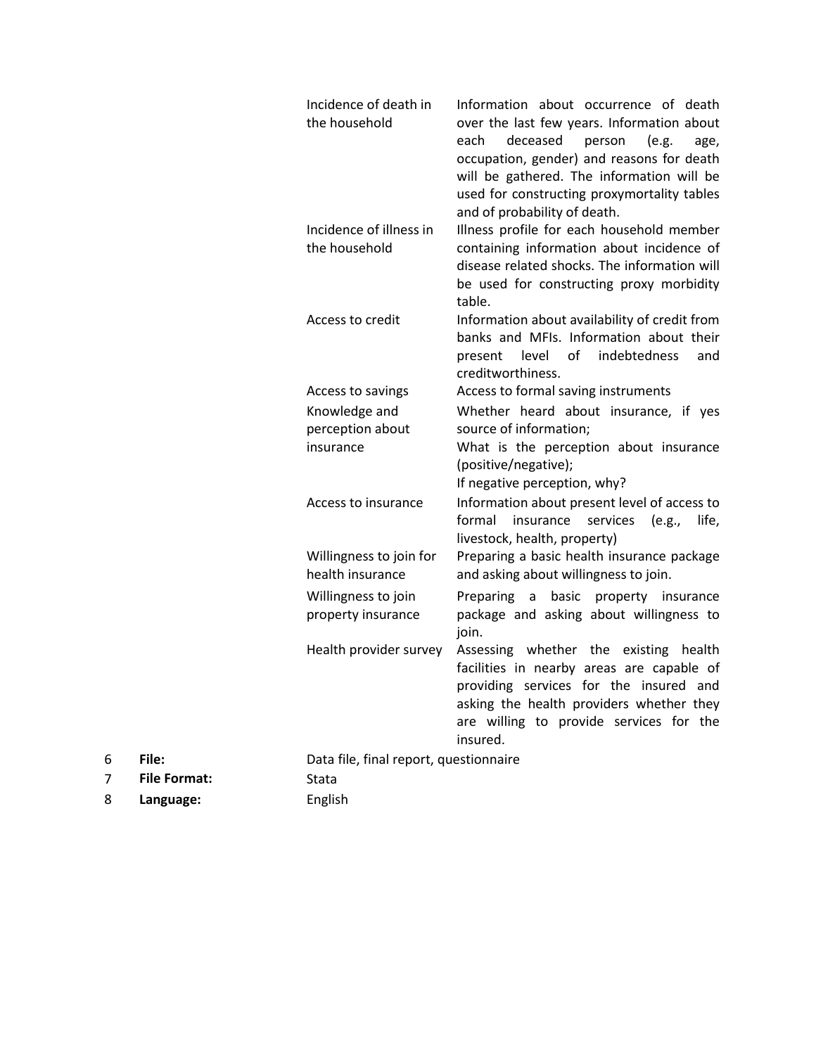| | |
|---|---|
| Incidence of death in the household | Information about occurrence of death over the last few years. Information about each deceased person (e.g. age, occupation, gender) and reasons for death will be gathered. The information will be used for constructing proxymortality tables and of probability of death. |
| Incidence of illness in the household | Illness profile for each household member containing information about incidence of disease related shocks. The information will be used for constructing proxy morbidity table. |
| Access to credit | Information about availability of credit from banks and MFIs. Information about their present level of indebtedness and creditworthiness. |
| Access to savings | Access to formal saving instruments |
| Knowledge and perception about insurance | Whether heard about insurance, if yes source of information; What is the perception about insurance (positive/negative); If negative perception, why? |
| Access to insurance | Information about present level of access to formal insurance services (e.g., life, livestock, health, property) |
| Willingness to join for health insurance | Preparing a basic health insurance package and asking about willingness to join. |
| Willingness to join property insurance | Preparing a basic property insurance package and asking about willingness to join. |
| Health provider survey | Assessing whether the existing health facilities in nearby areas are capable of providing services for the insured and asking the health providers whether they are willing to provide services for the insured. |

6 **File:** Data file, final report, questionnaire

7 **File Format:** Stata

8 **Language:** English